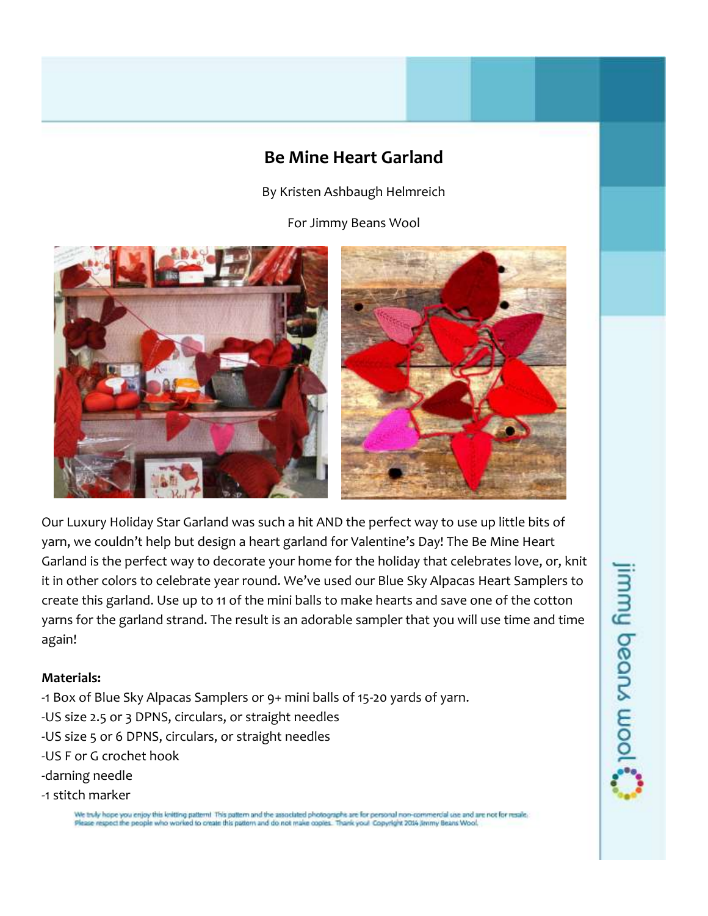# Be Mine Heart Garland

By Kristen Ashbaugh Helmreich

For Jimmy Beans Wool

Our Luxury Holiday Star Garland was such a hit AND the perfect way to use up little bits of yarn, we couldn't help but design a heart garland for Valentine's Day! The Be Mine Heart Garland is the perfect way to decorate your home for the holiday that celebrates love, or, knit it in other colors to celebrate year round. We've used our Blue Sky Alpacas Heart Samplers to create this garland. Use up to 11 of the mini balls to make hearts and save one of the cotton yarns for the garland strand. The result is an adorable sampler that you will use time and time again!

**Materials:**

-1 Box of Blue Sky Alpacas Samplers or 9+ mini balls of 15-20 yards of yarn.
-US size 2.5 or 3 DPNS, circulars, or straight needles
-US size 5 or 6 DPNS, circulars, or straight needles
-US F or G crochet hook
-darning needle
-1 stitch marker

We truly hope you enjoy this knitting pattern! This pattern and the associated photographs are for personal non-commercial use and are not for resale. Please respect the people who worked to create this pattern and do not make copies. Thank you! Copyright 2014 Jimmy Beans Wool.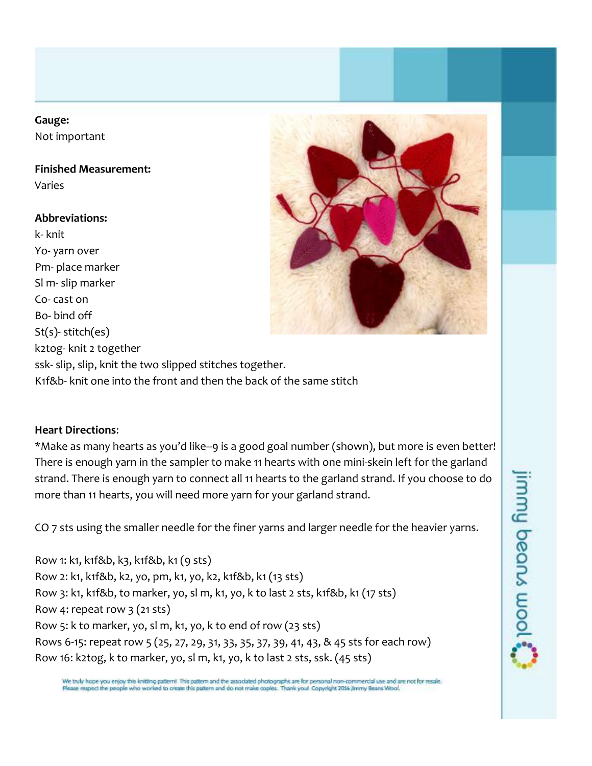**Gauge:**
Not important

**Finished Measurement:**
Varies

**Abbreviations:**
k- knit
Yo- yarn over
Pm- place marker
Sl m- slip marker
Co- cast on
Bo- bind off
St(s)- stitch(es)
k2tog- knit 2 together
ssk- slip, slip, knit the two slipped stitches together.
K1f&b- knit one into the front and then the back of the same stitch

**Heart Directions**:
*Make as many hearts as you'd like--9 is a good goal number (shown), but more is even better! There is enough yarn in the sampler to make 11 hearts with one mini-skein left for the garland strand. There is enough yarn to connect all 11 hearts to the garland strand. If you choose to do more than 11 hearts, you will need more yarn for your garland strand.

CO 7 sts using the smaller needle for the finer yarns and larger needle for the heavier yarns.

Row 1: k1, k1f&b, k3, k1f&b, k1 (9 sts)
Row 2: k1, k1f&b, k2, yo, pm, k1, yo, k2, k1f&b, k1 (13 sts)
Row 3: k1, k1f&b, to marker, yo, sl m, k1, yo, k to last 2 sts, k1f&b, k1 (17 sts)
Row 4: repeat row 3 (21 sts)
Row 5: k to marker, yo, sl m, k1, yo, k to end of row (23 sts)
Rows 6-15: repeat row 5 (25, 27, 29, 31, 33, 35, 37, 39, 41, 43, & 45 sts for each row)
Row 16: k2tog, k to marker, yo, sl m, k1, yo, k to last 2 sts, ssk. (45 sts)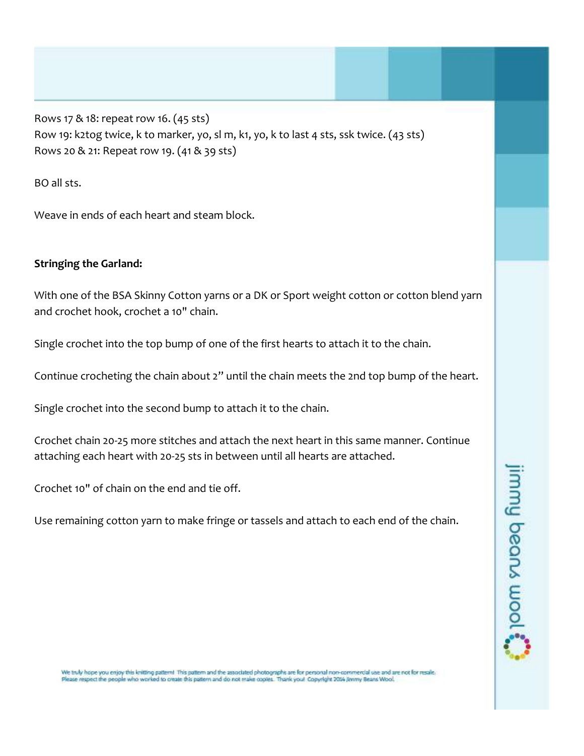Rows 17 & 18: repeat row 16. (45 sts)
Row 19: k2tog twice, k to marker, yo, sl m, k1, yo, k to last 4 sts, ssk twice. (43 sts)
Rows 20 & 21: Repeat row 19. (41 & 39 sts)

BO all sts.

Weave in ends of each heart and steam block.

**Stringing the Garland:**

With one of the BSA Skinny Cotton yarns or a DK or Sport weight cotton or cotton blend yarn and crochet hook, crochet a 10" chain.

Single crochet into the top bump of one of the first hearts to attach it to the chain.

Continue crocheting the chain about 2" until the chain meets the 2nd top bump of the heart.

Single crochet into the second bump to attach it to the chain.

Crochet chain 20-25 more stitches and attach the next heart in this same manner. Continue attaching each heart with 20-25 sts in between until all hearts are attached.

Crochet 10" of chain on the end and tie off.

Use remaining cotton yarn to make fringe or tassels and attach to each end of the chain.